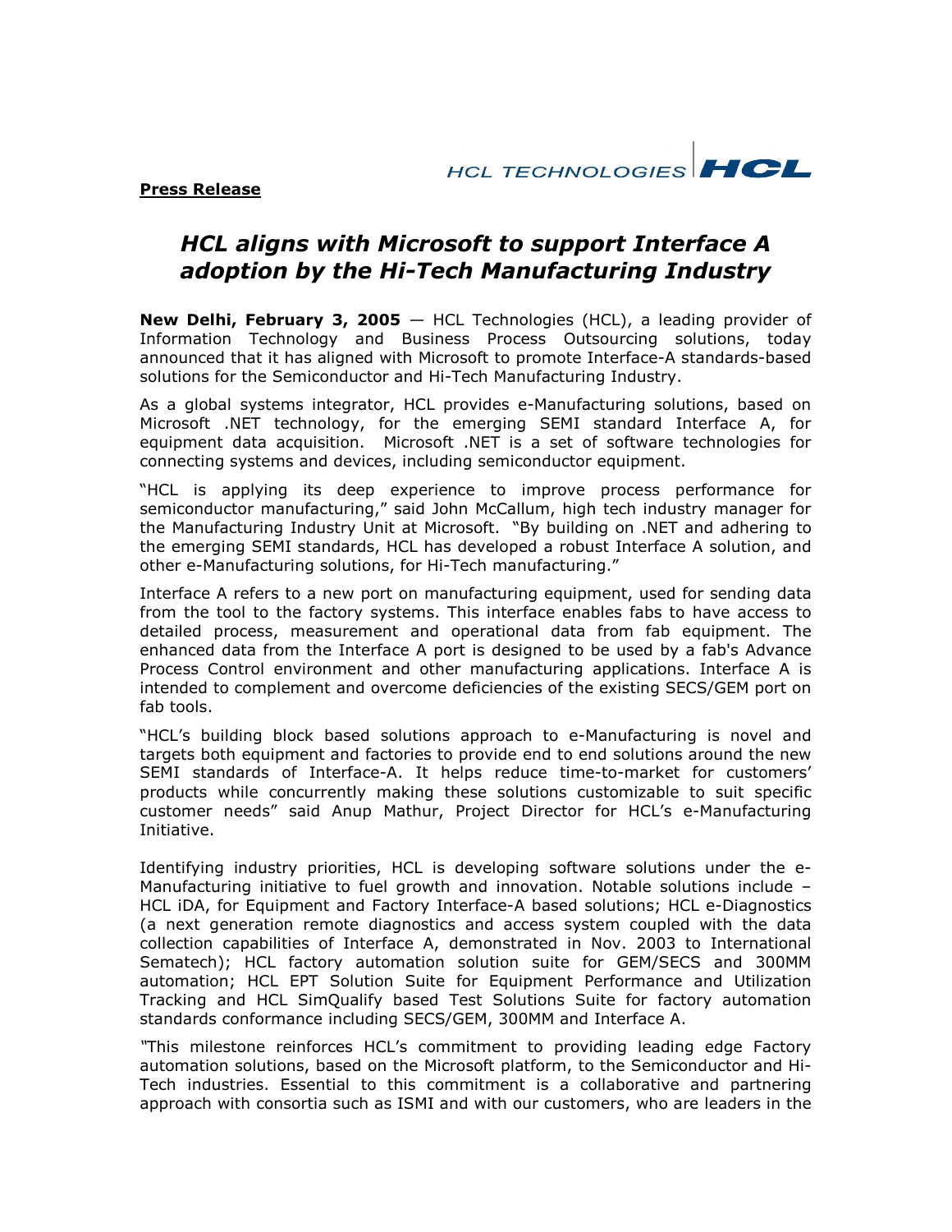HCL TECHNOLOGIES | HCL

**Press Release**

# *HCL aligns with Microsoft to support Interface A adoption by the Hi-Tech Manufacturing Industry*

**New Delhi, February 3, 2005** — HCL Technologies (HCL), a leading provider of Information Technology and Business Process Outsourcing solutions, today announced that it has aligned with Microsoft to promote Interface-A standards-based solutions for the Semiconductor and Hi-Tech Manufacturing Industry.

As a global systems integrator, HCL provides e-Manufacturing solutions, based on Microsoft .NET technology, for the emerging SEMI standard Interface A, for equipment data acquisition. Microsoft .NET is a set of software technologies for connecting systems and devices, including semiconductor equipment.

"HCL is applying its deep experience to improve process performance for semiconductor manufacturing," said John McCallum, high tech industry manager for the Manufacturing Industry Unit at Microsoft. "By building on .NET and adhering to the emerging SEMI standards, HCL has developed a robust Interface A solution, and other e-Manufacturing solutions, for Hi-Tech manufacturing."

Interface A refers to a new port on manufacturing equipment, used for sending data from the tool to the factory systems. This interface enables fabs to have access to detailed process, measurement and operational data from fab equipment. The enhanced data from the Interface A port is designed to be used by a fab's Advance Process Control environment and other manufacturing applications. Interface A is intended to complement and overcome deficiencies of the existing SECS/GEM port on fab tools.

"HCL's building block based solutions approach to e-Manufacturing is novel and targets both equipment and factories to provide end to end solutions around the new SEMI standards of Interface-A. It helps reduce time-to-market for customers' products while concurrently making these solutions customizable to suit specific customer needs" said Anup Mathur, Project Director for HCL's e-Manufacturing Initiative.

Identifying industry priorities, HCL is developing software solutions under the e-Manufacturing initiative to fuel growth and innovation. Notable solutions include – HCL iDA, for Equipment and Factory Interface-A based solutions; HCL e-Diagnostics (a next generation remote diagnostics and access system coupled with the data collection capabilities of Interface A, demonstrated in Nov. 2003 to International Sematech); HCL factory automation solution suite for GEM/SECS and 300MM automation; HCL EPT Solution Suite for Equipment Performance and Utilization Tracking and HCL SimQualify based Test Solutions Suite for factory automation standards conformance including SECS/GEM, 300MM and Interface A.

"This milestone reinforces HCL's commitment to providing leading edge Factory automation solutions, based on the Microsoft platform, to the Semiconductor and Hi-Tech industries. Essential to this commitment is a collaborative and partnering approach with consortia such as ISMI and with our customers, who are leaders in the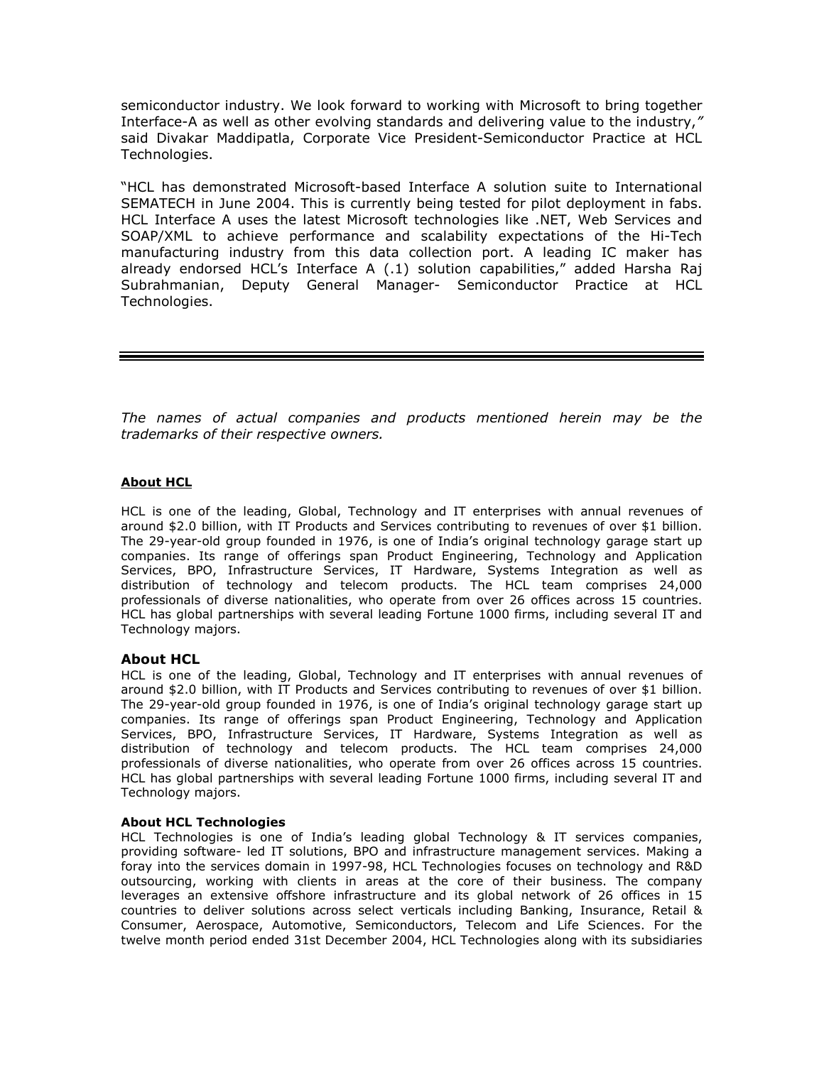semiconductor industry. We look forward to working with Microsoft to bring together Interface-A as well as other evolving standards and delivering value to the industry," said Divakar Maddipatla, Corporate Vice President-Semiconductor Practice at HCL Technologies.

"HCL has demonstrated Microsoft-based Interface A solution suite to International SEMATECH in June 2004. This is currently being tested for pilot deployment in fabs. HCL Interface A uses the latest Microsoft technologies like .NET, Web Services and SOAP/XML to achieve performance and scalability expectations of the Hi-Tech manufacturing industry from this data collection port. A leading IC maker has already endorsed HCL's Interface A (.1) solution capabilities," added Harsha Raj Subrahmanian, Deputy General Manager- Semiconductor Practice at HCL Technologies.

---

*The names of actual companies and products mentioned herein may be the trademarks of their respective owners.*

**About HCL**

HCL is one of the leading, Global, Technology and IT enterprises with annual revenues of around $2.0 billion, with IT Products and Services contributing to revenues of over $1 billion. The 29-year-old group founded in 1976, is one of India's original technology garage start up companies. Its range of offerings span Product Engineering, Technology and Application Services, BPO, Infrastructure Services, IT Hardware, Systems Integration as well as distribution of technology and telecom products. The HCL team comprises 24,000 professionals of diverse nationalities, who operate from over 26 offices across 15 countries. HCL has global partnerships with several leading Fortune 1000 firms, including several IT and Technology majors.

## About HCL

HCL is one of the leading, Global, Technology and IT enterprises with annual revenues of around $2.0 billion, with IT Products and Services contributing to revenues of over $1 billion. The 29-year-old group founded in 1976, is one of India's original technology garage start up companies. Its range of offerings span Product Engineering, Technology and Application Services, BPO, Infrastructure Services, IT Hardware, Systems Integration as well as distribution of technology and telecom products. The HCL team comprises 24,000 professionals of diverse nationalities, who operate from over 26 offices across 15 countries. HCL has global partnerships with several leading Fortune 1000 firms, including several IT and Technology majors.

**About HCL Technologies**

HCL Technologies is one of India's leading global Technology & IT services companies, providing software- led IT solutions, BPO and infrastructure management services. Making a foray into the services domain in 1997-98, HCL Technologies focuses on technology and R&D outsourcing, working with clients in areas at the core of their business. The company leverages an extensive offshore infrastructure and its global network of 26 offices in 15 countries to deliver solutions across select verticals including Banking, Insurance, Retail & Consumer, Aerospace, Automotive, Semiconductors, Telecom and Life Sciences. For the twelve month period ended 31st December 2004, HCL Technologies along with its subsidiaries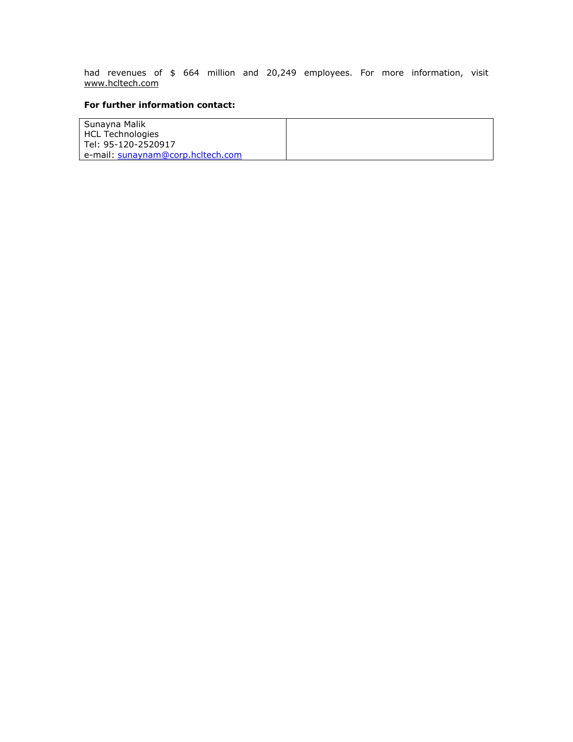had revenues of $ 664 million and 20,249 employees. For more information, visit www.hcltech.com

**For further information contact:**

| | |
|---|---|
| Sunayna Malik<br>HCL Technologies<br>Tel: 95-120-2520917<br>e-mail: sunaynam@corp.hcltech.com | |